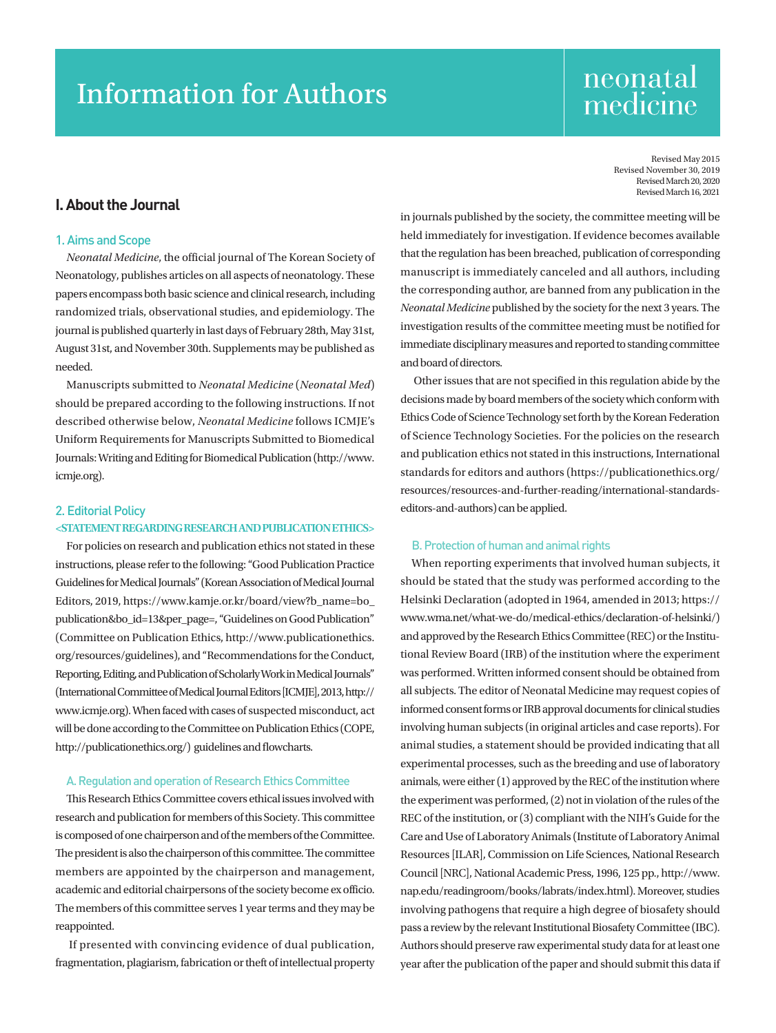# Information for Authors

neonatal medicine

Revised May 2015
Revised November 30, 2019
Revised March 20, 2020
Revised March 16, 2021

## I. About the Journal

### 1. Aims and Scope

*Neonatal Medicine*, the official journal of The Korean Society of Neonatology, publishes articles on all aspects of neonatology. These papers encompass both basic science and clinical research, including randomized trials, observational studies, and epidemiology. The journal is published quarterly in last days of February 28th, May 31st, August 31st, and November 30th. Supplements may be published as needed.

Manuscripts submitted to *Neonatal Medicine* (*Neonatal Med*) should be prepared according to the following instructions. If not described otherwise below, *Neonatal Medicine* follows ICMJE's Uniform Requirements for Manuscripts Submitted to Biomedical Journals: Writing and Editing for Biomedical Publication (http://www.icmje.org).

### 2. Editorial Policy

**<STATEMENT REGARDING RESEARCH AND PUBLICATION ETHICS>**

For policies on research and publication ethics not stated in these instructions, please refer to the following: "Good Publication Practice Guidelines for Medical Journals" (Korean Association of Medical Journal Editors, 2019, https://www.kamje.or.kr/board/view?b_name=bo_publication&bo_id=13&per_page=, "Guidelines on Good Publication" (Committee on Publication Ethics, http://www.publicationethics.org/resources/guidelines), and "Recommendations for the Conduct, Reporting, Editing, and Publication of Scholarly Work in Medical Journals" (International Committee of Medical Journal Editors [ICMJE], 2013, http://www.icmje.org). When faced with cases of suspected misconduct, act will be done according to the Committee on Publication Ethics (COPE, http://publicationethics.org/) guidelines and flowcharts.

#### A. Regulation and operation of Research Ethics Committee

This Research Ethics Committee covers ethical issues involved with research and publication for members of this Society. This committee is composed of one chairperson and of the members of the Committee. The president is also the chairperson of this committee. The committee members are appointed by the chairperson and management, academic and editorial chairpersons of the society become ex officio. The members of this committee serves 1 year terms and they may be reappointed.

If presented with convincing evidence of dual publication, fragmentation, plagiarism, fabrication or theft of intellectual property in journals published by the society, the committee meeting will be held immediately for investigation. If evidence becomes available that the regulation has been breached, publication of corresponding manuscript is immediately canceled and all authors, including the corresponding author, are banned from any publication in the *Neonatal Medicine* published by the society for the next 3 years. The investigation results of the committee meeting must be notified for immediate disciplinary measures and reported to standing committee and board of directors.

Other issues that are not specified in this regulation abide by the decisions made by board members of the society which conform with Ethics Code of Science Technology set forth by the Korean Federation of Science Technology Societies. For the policies on the research and publication ethics not stated in this instructions, International standards for editors and authors (https://publicationethics.org/resources/resources-and-further-reading/international-standards-editors-and-authors) can be applied.

#### B. Protection of human and animal rights

When reporting experiments that involved human subjects, it should be stated that the study was performed according to the Helsinki Declaration (adopted in 1964, amended in 2013; https://www.wma.net/what-we-do/medical-ethics/declaration-of-helsinki/) and approved by the Research Ethics Committee (REC) or the Institutional Review Board (IRB) of the institution where the experiment was performed. Written informed consent should be obtained from all subjects. The editor of Neonatal Medicine may request copies of informed consent forms or IRB approval documents for clinical studies involving human subjects (in original articles and case reports). For animal studies, a statement should be provided indicating that all experimental processes, such as the breeding and use of laboratory animals, were either (1) approved by the REC of the institution where the experiment was performed, (2) not in violation of the rules of the REC of the institution, or (3) compliant with the NIH's Guide for the Care and Use of Laboratory Animals (Institute of Laboratory Animal Resources [ILAR], Commission on Life Sciences, National Research Council [NRC], National Academic Press, 1996, 125 pp., http://www.nap.edu/readingroom/books/labrats/index.html). Moreover, studies involving pathogens that require a high degree of biosafety should pass a review by the relevant Institutional Biosafety Committee (IBC). Authors should preserve raw experimental study data for at least one year after the publication of the paper and should submit this data if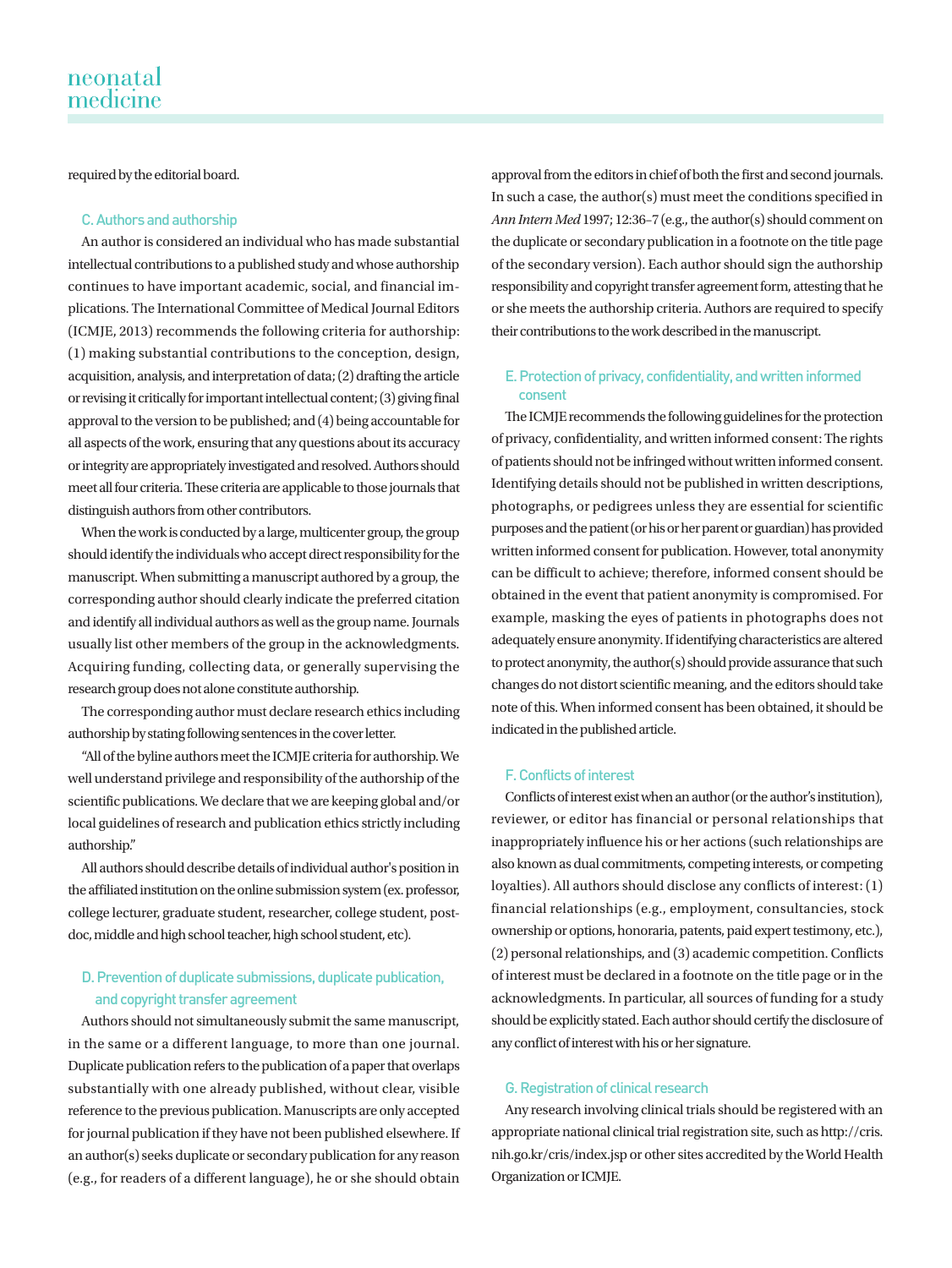required by the editorial board.

### C. Authors and authorship

An author is considered an individual who has made substantial intellectual contributions to a published study and whose authorship continues to have important academic, social, and financial implications. The International Committee of Medical Journal Editors (ICMJE, 2013) recommends the following criteria for authorship: (1) making substantial contributions to the conception, design, acquisition, analysis, and interpretation of data; (2) drafting the article or revising it critically for important intellectual content; (3) giving final approval to the version to be published; and (4) being accountable for all aspects of the work, ensuring that any questions about its accuracy or integrity are appropriately investigated and resolved. Authors should meet all four criteria. These criteria are applicable to those journals that distinguish authors from other contributors.

When the work is conducted by a large, multicenter group, the group should identify the individuals who accept direct responsibility for the manuscript. When submitting a manuscript authored by a group, the corresponding author should clearly indicate the preferred citation and identify all individual authors as well as the group name. Journals usually list other members of the group in the acknowledgments. Acquiring funding, collecting data, or generally supervising the research group does not alone constitute authorship.

The corresponding author must declare research ethics including authorship by stating following sentences in the cover letter.

"All of the byline authors meet the ICMJE criteria for authorship. We well understand privilege and responsibility of the authorship of the scientific publications. We declare that we are keeping global and/or local guidelines of research and publication ethics strictly including authorship."

All authors should describe details of individual author's position in the affiliated institution on the online submission system (ex. professor, college lecturer, graduate student, researcher, college student, post-doc, middle and high school teacher, high school student, etc).

### D. Prevention of duplicate submissions, duplicate publication, and copyright transfer agreement

Authors should not simultaneously submit the same manuscript, in the same or a different language, to more than one journal. Duplicate publication refers to the publication of a paper that overlaps substantially with one already published, without clear, visible reference to the previous publication. Manuscripts are only accepted for journal publication if they have not been published elsewhere. If an author(s) seeks duplicate or secondary publication for any reason (e.g., for readers of a different language), he or she should obtain approval from the editors in chief of both the first and second journals. In such a case, the author(s) must meet the conditions specified in *Ann Intern Med* 1997; 12:36–7 (e.g., the author(s) should comment on the duplicate or secondary publication in a footnote on the title page of the secondary version). Each author should sign the authorship responsibility and copyright transfer agreement form, attesting that he or she meets the authorship criteria. Authors are required to specify their contributions to the work described in the manuscript.

### E. Protection of privacy, confidentiality, and written informed consent

The ICMJE recommends the following guidelines for the protection of privacy, confidentiality, and written informed consent: The rights of patients should not be infringed without written informed consent. Identifying details should not be published in written descriptions, photographs, or pedigrees unless they are essential for scientific purposes and the patient (or his or her parent or guardian) has provided written informed consent for publication. However, total anonymity can be difficult to achieve; therefore, informed consent should be obtained in the event that patient anonymity is compromised. For example, masking the eyes of patients in photographs does not adequately ensure anonymity. If identifying characteristics are altered to protect anonymity, the author(s) should provide assurance that such changes do not distort scientific meaning, and the editors should take note of this. When informed consent has been obtained, it should be indicated in the published article.

### F. Conflicts of interest

Conflicts of interest exist when an author (or the author's institution), reviewer, or editor has financial or personal relationships that inappropriately influence his or her actions (such relationships are also known as dual commitments, competing interests, or competing loyalties). All authors should disclose any conflicts of interest: (1) financial relationships (e.g., employment, consultancies, stock ownership or options, honoraria, patents, paid expert testimony, etc.), (2) personal relationships, and (3) academic competition. Conflicts of interest must be declared in a footnote on the title page or in the acknowledgments. In particular, all sources of funding for a study should be explicitly stated. Each author should certify the disclosure of any conflict of interest with his or her signature.

### G. Registration of clinical research

Any research involving clinical trials should be registered with an appropriate national clinical trial registration site, such as http://cris.nih.go.kr/cris/index.jsp or other sites accredited by the World Health Organization or ICMJE.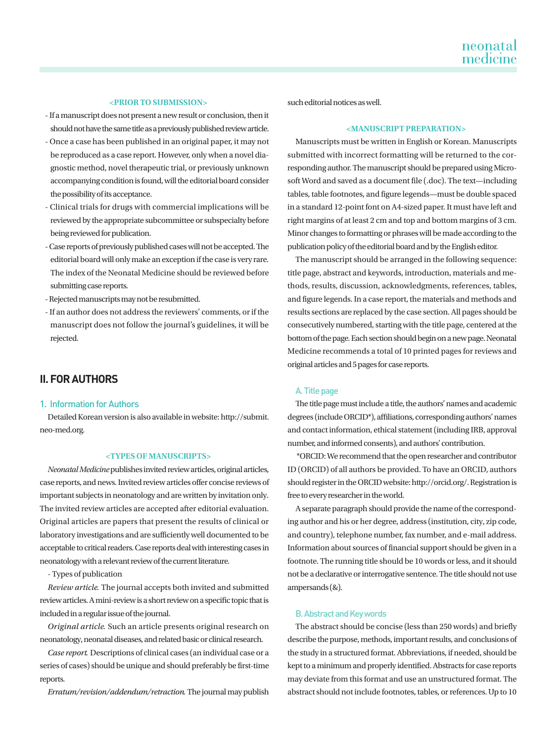**<PRIOR TO SUBMISSION>**

- If a manuscript does not present a new result or conclusion, then it should not have the same title as a previously published review article.
- Once a case has been published in an original paper, it may not be reproduced as a case report. However, only when a novel diagnostic method, novel therapeutic trial, or previously unknown accompanying condition is found, will the editorial board consider the possibility of its acceptance.
- Clinical trials for drugs with commercial implications will be reviewed by the appropriate subcommittee or subspecialty before being reviewed for publication.
- Case reports of previously published cases will not be accepted. The editorial board will only make an exception if the case is very rare. The index of the Neonatal Medicine should be reviewed before submitting case reports.
- Rejected manuscripts may not be resubmitted.
- If an author does not address the reviewers' comments, or if the manuscript does not follow the journal's guidelines, it will be rejected.

## II. FOR AUTHORS

### 1. Information for Authors

Detailed Korean version is also available in website: http://submit.neo-med.org.

**<TYPES OF MANUSCRIPTS>**

*Neonatal Medicine* publishes invited review articles, original articles, case reports, and news. Invited review articles offer concise reviews of important subjects in neonatology and are written by invitation only. The invited review articles are accepted after editorial evaluation. Original articles are papers that present the results of clinical or laboratory investigations and are sufficiently well documented to be acceptable to critical readers. Case reports deal with interesting cases in neonatology with a relevant review of the current literature.

- Types of publication

*Review article.* The journal accepts both invited and submitted review articles. A mini-review is a short review on a specific topic that is included in a regular issue of the journal.

*Original article.* Such an article presents original research on neonatology, neonatal diseases, and related basic or clinical research.

*Case report.* Descriptions of clinical cases (an individual case or a series of cases) should be unique and should preferably be first-time reports.

*Erratum/revision/addendum/retraction.* The journal may publish such editorial notices as well.

**<MANUSCRIPT PREPARATION>**

Manuscripts must be written in English or Korean. Manuscripts submitted with incorrect formatting will be returned to the corresponding author. The manuscript should be prepared using Microsoft Word and saved as a document file (.doc). The text—including tables, table footnotes, and figure legends—must be double spaced in a standard 12-point font on A4-sized paper. It must have left and right margins of at least 2 cm and top and bottom margins of 3 cm. Minor changes to formatting or phrases will be made according to the publication policy of the editorial board and by the English editor.

The manuscript should be arranged in the following sequence: title page, abstract and keywords, introduction, materials and methods, results, discussion, acknowledgments, references, tables, and figure legends. In a case report, the materials and methods and results sections are replaced by the case section. All pages should be consecutively numbered, starting with the title page, centered at the bottom of the page. Each section should begin on a new page. Neonatal Medicine recommends a total of 10 printed pages for reviews and original articles and 5 pages for case reports.

#### A. Title page

The title page must include a title, the authors' names and academic degrees (include ORCID*), affiliations, corresponding authors' names and contact information, ethical statement (including IRB, approval number, and informed consents), and authors' contribution.

*ORCID: We recommend that the open researcher and contributor ID (ORCID) of all authors be provided. To have an ORCID, authors should register in the ORCID website: http://orcid.org/. Registration is free to every researcher in the world.

A separate paragraph should provide the name of the corresponding author and his or her degree, address (institution, city, zip code, and country), telephone number, fax number, and e-mail address. Information about sources of financial support should be given in a footnote. The running title should be 10 words or less, and it should not be a declarative or interrogative sentence. The title should not use ampersands (&).

#### B. Abstract and Keywords

The abstract should be concise (less than 250 words) and briefly describe the purpose, methods, important results, and conclusions of the study in a structured format. Abbreviations, if needed, should be kept to a minimum and properly identified. Abstracts for case reports may deviate from this format and use an unstructured format. The abstract should not include footnotes, tables, or references. Up to 10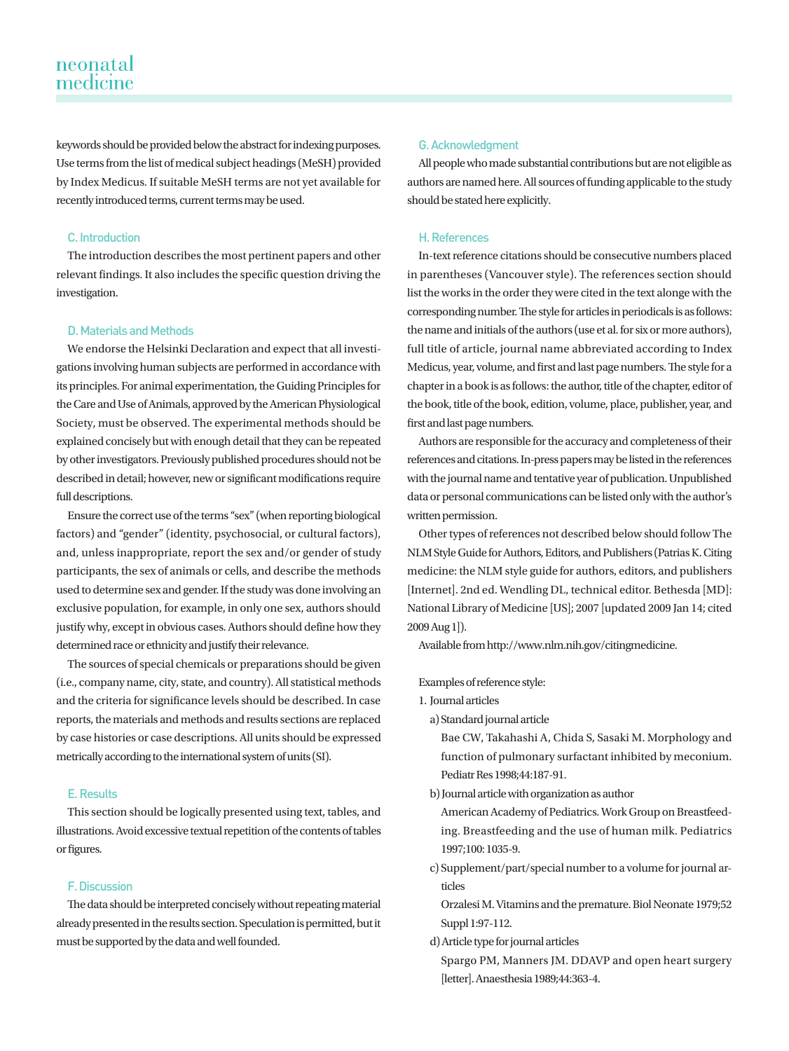keywords should be provided below the abstract for indexing purposes. Use terms from the list of medical subject headings (MeSH) provided by Index Medicus. If suitable MeSH terms are not yet available for recently introduced terms, current terms may be used.

### C. Introduction

The introduction describes the most pertinent papers and other relevant findings. It also includes the specific question driving the investigation.

### D. Materials and Methods

We endorse the Helsinki Declaration and expect that all investigations involving human subjects are performed in accordance with its principles. For animal experimentation, the Guiding Principles for the Care and Use of Animals, approved by the American Physiological Society, must be observed. The experimental methods should be explained concisely but with enough detail that they can be repeated by other investigators. Previously published procedures should not be described in detail; however, new or significant modifications require full descriptions.

Ensure the correct use of the terms "sex" (when reporting biological factors) and "gender" (identity, psychosocial, or cultural factors), and, unless inappropriate, report the sex and/or gender of study participants, the sex of animals or cells, and describe the methods used to determine sex and gender. If the study was done involving an exclusive population, for example, in only one sex, authors should justify why, except in obvious cases. Authors should define how they determined race or ethnicity and justify their relevance.

The sources of special chemicals or preparations should be given (i.e., company name, city, state, and country). All statistical methods and the criteria for significance levels should be described. In case reports, the materials and methods and results sections are replaced by case histories or case descriptions. All units should be expressed metrically according to the international system of units (SI).

### E. Results

This section should be logically presented using text, tables, and illustrations. Avoid excessive textual repetition of the contents of tables or figures.

### F. Discussion

The data should be interpreted concisely without repeating material already presented in the results section. Speculation is permitted, but it must be supported by the data and well founded.

### G. Acknowledgment

All people who made substantial contributions but are not eligible as authors are named here. All sources of funding applicable to the study should be stated here explicitly.

### H. References

In-text reference citations should be consecutive numbers placed in parentheses (Vancouver style). The references section should list the works in the order they were cited in the text alonge with the corresponding number. The style for articles in periodicals is as follows: the name and initials of the authors (use et al. for six or more authors), full title of article, journal name abbreviated according to Index Medicus, year, volume, and first and last page numbers. The style for a chapter in a book is as follows: the author, title of the chapter, editor of the book, title of the book, edition, volume, place, publisher, year, and first and last page numbers.

Authors are responsible for the accuracy and completeness of their references and citations. In-press papers may be listed in the references with the journal name and tentative year of publication. Unpublished data or personal communications can be listed only with the author's written permission.

Other types of references not described below should follow The NLM Style Guide for Authors, Editors, and Publishers (Patrias K. Citing medicine: the NLM style guide for authors, editors, and publishers [Internet]. 2nd ed. Wendling DL, technical editor. Bethesda [MD]: National Library of Medicine [US]; 2007 [updated 2009 Jan 14; cited 2009 Aug 1]).

Available from http://www.nlm.nih.gov/citingmedicine.

Examples of reference style:

1. Journal articles
   - a) Standard journal article
     Bae CW, Takahashi A, Chida S, Sasaki M. Morphology and function of pulmonary surfactant inhibited by meconium. Pediatr Res 1998;44:187-91.
   - b) Journal article with organization as author
     American Academy of Pediatrics. Work Group on Breastfeeding. Breastfeeding and the use of human milk. Pediatrics 1997;100: 1035-9.
   - c) Supplement/part/special number to a volume for journal articles
     Orzalesi M. Vitamins and the premature. Biol Neonate 1979;52 Suppl 1:97-112.
   - d) Article type for journal articles
     Spargo PM, Manners JM. DDAVP and open heart surgery [letter]. Anaesthesia 1989;44:363-4.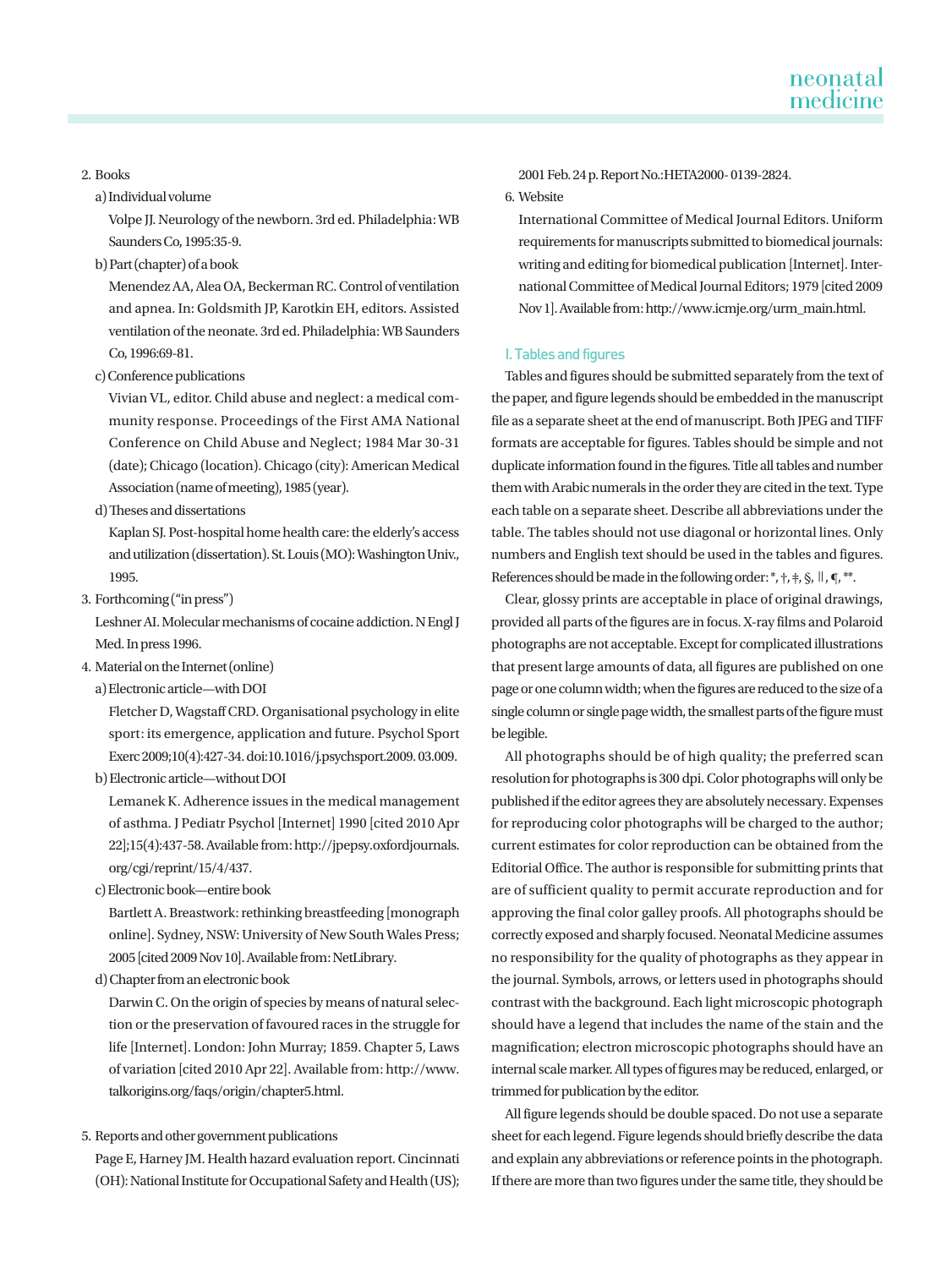2. Books

a) Individual volume

Volpe JJ. Neurology of the newborn. 3rd ed. Philadelphia: WB Saunders Co, 1995:35-9.

b) Part (chapter) of a book

Menendez AA, Alea OA, Beckerman RC. Control of ventilation and apnea. In: Goldsmith JP, Karotkin EH, editors. Assisted ventilation of the neonate. 3rd ed. Philadelphia: WB Saunders Co, 1996:69-81.

c) Conference publications

Vivian VL, editor. Child abuse and neglect: a medical community response. Proceedings of the First AMA National Conference on Child Abuse and Neglect; 1984 Mar 30-31 (date); Chicago (location). Chicago (city): American Medical Association (name of meeting), 1985 (year).

d) Theses and dissertations

Kaplan SJ. Post-hospital home health care: the elderly's access and utilization (dissertation). St. Louis (MO): Washington Univ., 1995.

3. Forthcoming ("in press")

Leshner AI. Molecular mechanisms of cocaine addiction. N Engl J Med. In press 1996.

4. Material on the Internet (online)

a) Electronic article—with DOI

Fletcher D, Wagstaff CRD. Organisational psychology in elite sport: its emergence, application and future. Psychol Sport Exerc 2009;10(4):427-34. doi:10.1016/j.psychsport.2009. 03.009.

b) Electronic article—without DOI

Lemanek K. Adherence issues in the medical management of asthma. J Pediatr Psychol [Internet] 1990 [cited 2010 Apr 22];15(4):437-58. Available from: http://jpepsy.oxfordjournals.org/cgi/reprint/15/4/437.

c) Electronic book—entire book

Bartlett A. Breastwork: rethinking breastfeeding [monograph online]. Sydney, NSW: University of New South Wales Press; 2005 [cited 2009 Nov 10]. Available from: NetLibrary.

d) Chapter from an electronic book

Darwin C. On the origin of species by means of natural selection or the preservation of favoured races in the struggle for life [Internet]. London: John Murray; 1859. Chapter 5, Laws of variation [cited 2010 Apr 22]. Available from: http://www.talkorigins.org/faqs/origin/chapter5.html.

5. Reports and other government publications

Page E, Harney JM. Health hazard evaluation report. Cincinnati (OH): National Institute for Occupational Safety and Health (US); 2001 Feb. 24 p. Report No.:HETA2000- 0139-2824.

6. Website

International Committee of Medical Journal Editors. Uniform requirements for manuscripts submitted to biomedical journals: writing and editing for biomedical publication [Internet]. International Committee of Medical Journal Editors; 1979 [cited 2009 Nov 1]. Available from: http://www.icmje.org/urm_main.html.

### I. Tables and figures

Tables and figures should be submitted separately from the text of the paper, and figure legends should be embedded in the manuscript file as a separate sheet at the end of manuscript. Both JPEG and TIFF formats are acceptable for figures. Tables should be simple and not duplicate information found in the figures. Title all tables and number them with Arabic numerals in the order they are cited in the text. Type each table on a separate sheet. Describe all abbreviations under the table. The tables should not use diagonal or horizontal lines. Only numbers and English text should be used in the tables and figures. References should be made in the following order: *, †, ‡, §, ∥, ¶, **.

Clear, glossy prints are acceptable in place of original drawings, provided all parts of the figures are in focus. X-ray films and Polaroid photographs are not acceptable. Except for complicated illustrations that present large amounts of data, all figures are published on one page or one column width; when the figures are reduced to the size of a single column or single page width, the smallest parts of the figure must be legible.

All photographs should be of high quality; the preferred scan resolution for photographs is 300 dpi. Color photographs will only be published if the editor agrees they are absolutely necessary. Expenses for reproducing color photographs will be charged to the author; current estimates for color reproduction can be obtained from the Editorial Office. The author is responsible for submitting prints that are of sufficient quality to permit accurate reproduction and for approving the final color galley proofs. All photographs should be correctly exposed and sharply focused. Neonatal Medicine assumes no responsibility for the quality of photographs as they appear in the journal. Symbols, arrows, or letters used in photographs should contrast with the background. Each light microscopic photograph should have a legend that includes the name of the stain and the magnification; electron microscopic photographs should have an internal scale marker. All types of figures may be reduced, enlarged, or trimmed for publication by the editor.

All figure legends should be double spaced. Do not use a separate sheet for each legend. Figure legends should briefly describe the data and explain any abbreviations or reference points in the photograph. If there are more than two figures under the same title, they should be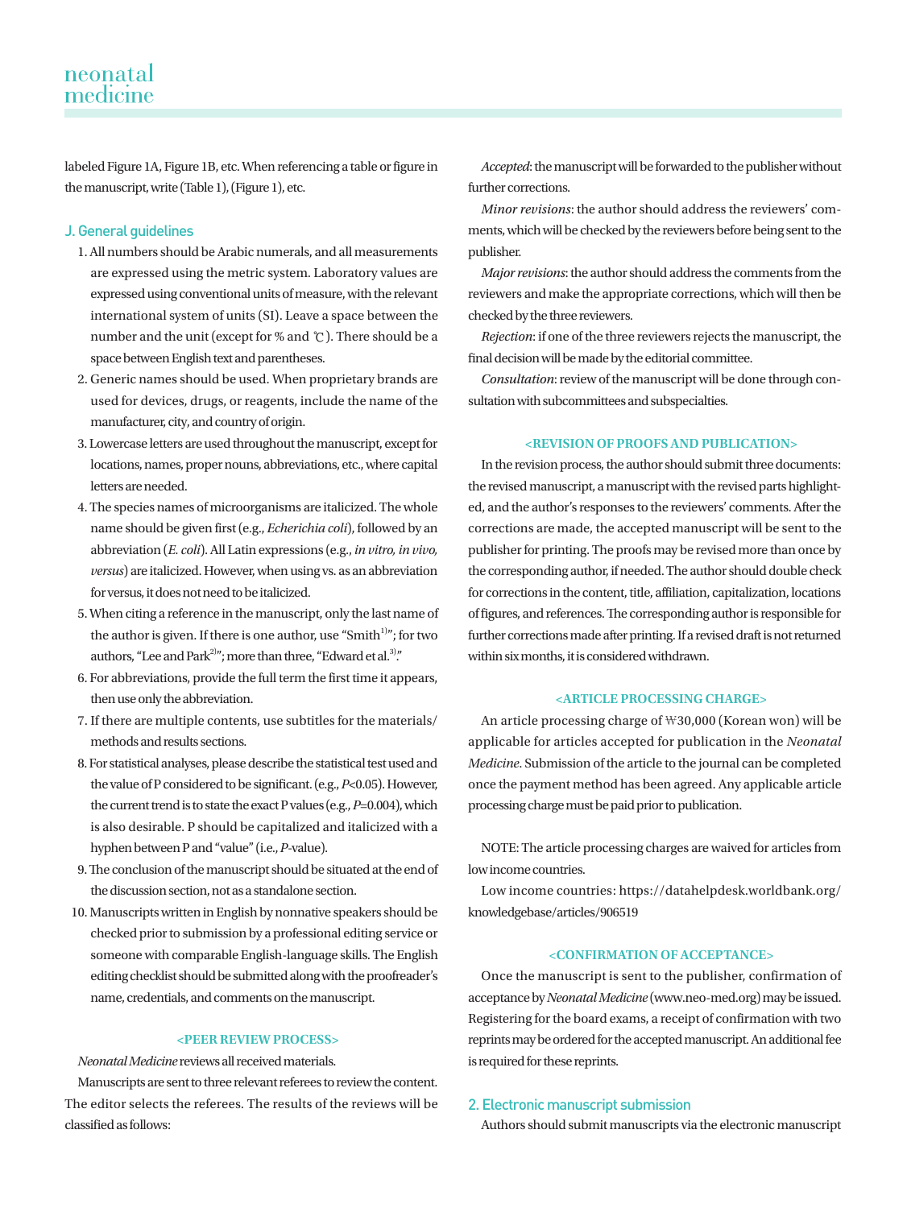labeled Figure 1A, Figure 1B, etc. When referencing a table or figure in the manuscript, write (Table 1), (Figure 1), etc.

### J. General guidelines

1. All numbers should be Arabic numerals, and all measurements are expressed using the metric system. Laboratory values are expressed using conventional units of measure, with the relevant international system of units (SI). Leave a space between the number and the unit (except for % and ℃). There should be a space between English text and parentheses.
2. Generic names should be used. When proprietary brands are used for devices, drugs, or reagents, include the name of the manufacturer, city, and country of origin.
3. Lowercase letters are used throughout the manuscript, except for locations, names, proper nouns, abbreviations, etc., where capital letters are needed.
4. The species names of microorganisms are italicized. The whole name should be given first (e.g., *Echerichia coli*), followed by an abbreviation (*E. coli*). All Latin expressions (e.g., *in vitro, in vivo, versus*) are italicized. However, when using vs. as an abbreviation for versus, it does not need to be italicized.
5. When citing a reference in the manuscript, only the last name of the author is given. If there is one author, use "Smith[1)]"; for two authors, "Lee and Park[2)]"; more than three, "Edward et al.[3)]."
6. For abbreviations, provide the full term the first time it appears, then use only the abbreviation.
7. If there are multiple contents, use subtitles for the materials/methods and results sections.
8. For statistical analyses, please describe the statistical test used and the value of P considered to be significant. (e.g., $P$<0.05). However, the current trend is to state the exact P values (e.g., $P$=0.004), which is also desirable. P should be capitalized and italicized with a hyphen between P and "value" (i.e., *P*-value).
9. The conclusion of the manuscript should be situated at the end of the discussion section, not as a standalone section.
10. Manuscripts written in English by nonnative speakers should be checked prior to submission by a professional editing service or someone with comparable English-language skills. The English editing checklist should be submitted along with the proofreader's name, credentials, and comments on the manuscript.

#### <PEER REVIEW PROCESS>

*Neonatal Medicine* reviews all received materials.

Manuscripts are sent to three relevant referees to review the content. The editor selects the referees. The results of the reviews will be classified as follows:

*Accepted*: the manuscript will be forwarded to the publisher without further corrections.

*Minor revisions*: the author should address the reviewers' comments, which will be checked by the reviewers before being sent to the publisher.

*Major revisions*: the author should address the comments from the reviewers and make the appropriate corrections, which will then be checked by the three reviewers.

*Rejection*: if one of the three reviewers rejects the manuscript, the final decision will be made by the editorial committee.

*Consultation*: review of the manuscript will be done through consultation with subcommittees and subspecialties.

#### <REVISION OF PROOFS AND PUBLICATION>

In the revision process, the author should submit three documents: the revised manuscript, a manuscript with the revised parts highlighted, and the author's responses to the reviewers' comments. After the corrections are made, the accepted manuscript will be sent to the publisher for printing. The proofs may be revised more than once by the corresponding author, if needed. The author should double check for corrections in the content, title, affiliation, capitalization, locations of figures, and references. The corresponding author is responsible for further corrections made after printing. If a revised draft is not returned within six months, it is considered withdrawn.

#### <ARTICLE PROCESSING CHARGE>

An article processing charge of ₩30,000 (Korean won) will be applicable for articles accepted for publication in the *Neonatal Medicine*. Submission of the article to the journal can be completed once the payment method has been agreed. Any applicable article processing charge must be paid prior to publication.

NOTE: The article processing charges are waived for articles from low income countries.

Low income countries: https://datahelpdesk.worldbank.org/knowledgebase/articles/906519

#### <CONFIRMATION OF ACCEPTANCE>

Once the manuscript is sent to the publisher, confirmation of acceptance by *Neonatal Medicine* (www.neo-med.org) may be issued. Registering for the board exams, a receipt of confirmation with two reprints may be ordered for the accepted manuscript. An additional fee is required for these reprints.

### 2. Electronic manuscript submission

Authors should submit manuscripts via the electronic manuscript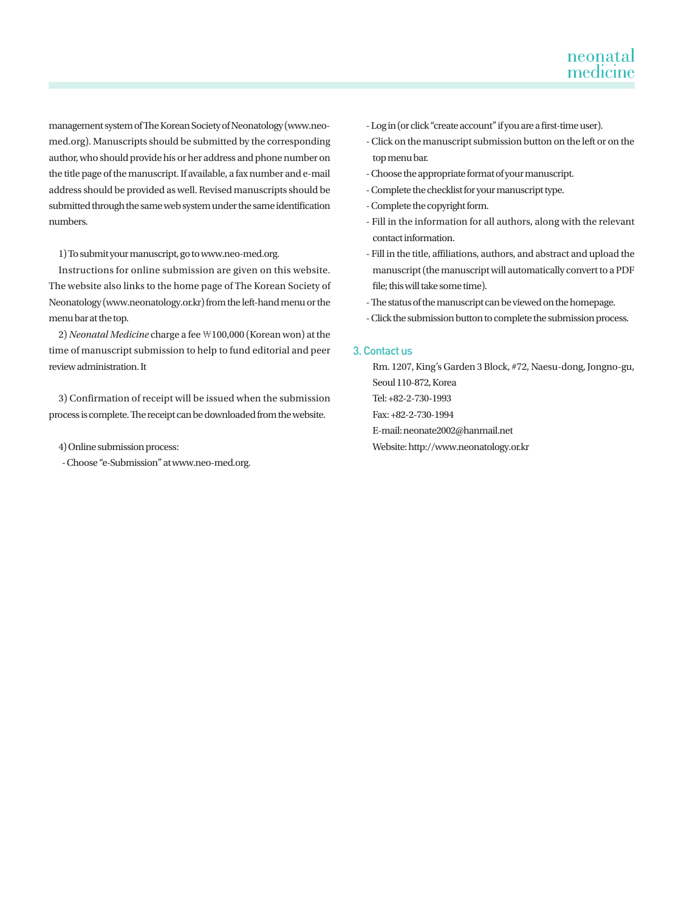management system of The Korean Society of Neonatology (www.neo-med.org). Manuscripts should be submitted by the corresponding author, who should provide his or her address and phone number on the title page of the manuscript. If available, a fax number and e-mail address should be provided as well. Revised manuscripts should be submitted through the same web system under the same identification numbers.

1) To submit your manuscript, go to www.neo-med.org.

Instructions for online submission are given on this website. The website also links to the home page of The Korean Society of Neonatology (www.neonatology.or.kr) from the left-hand menu or the menu bar at the top.

2) *Neonatal Medicine* charge a fee ₩100,000 (Korean won) at the time of manuscript submission to help to fund editorial and peer review administration. It

3) Confirmation of receipt will be issued when the submission process is complete. The receipt can be downloaded from the website.

4) Online submission process:

- Choose "e-Submission" at www.neo-med.org.
- Log in (or click "create account" if you are a first-time user).
- Click on the manuscript submission button on the left or on the top menu bar.
- Choose the appropriate format of your manuscript.
- Complete the checklist for your manuscript type.
- Complete the copyright form.
- Fill in the information for all authors, along with the relevant contact information.
- Fill in the title, affiliations, authors, and abstract and upload the manuscript (the manuscript will automatically convert to a PDF file; this will take some time).
- The status of the manuscript can be viewed on the homepage.
- Click the submission button to complete the submission process.

## 3. Contact us

Rm. 1207, King's Garden 3 Block, #72, Naesu-dong, Jongno-gu, Seoul 110-872, Korea

Tel: +82-2-730-1993

Fax: +82-2-730-1994

E-mail: neonate2002@hanmail.net

Website: http://www.neonatology.or.kr